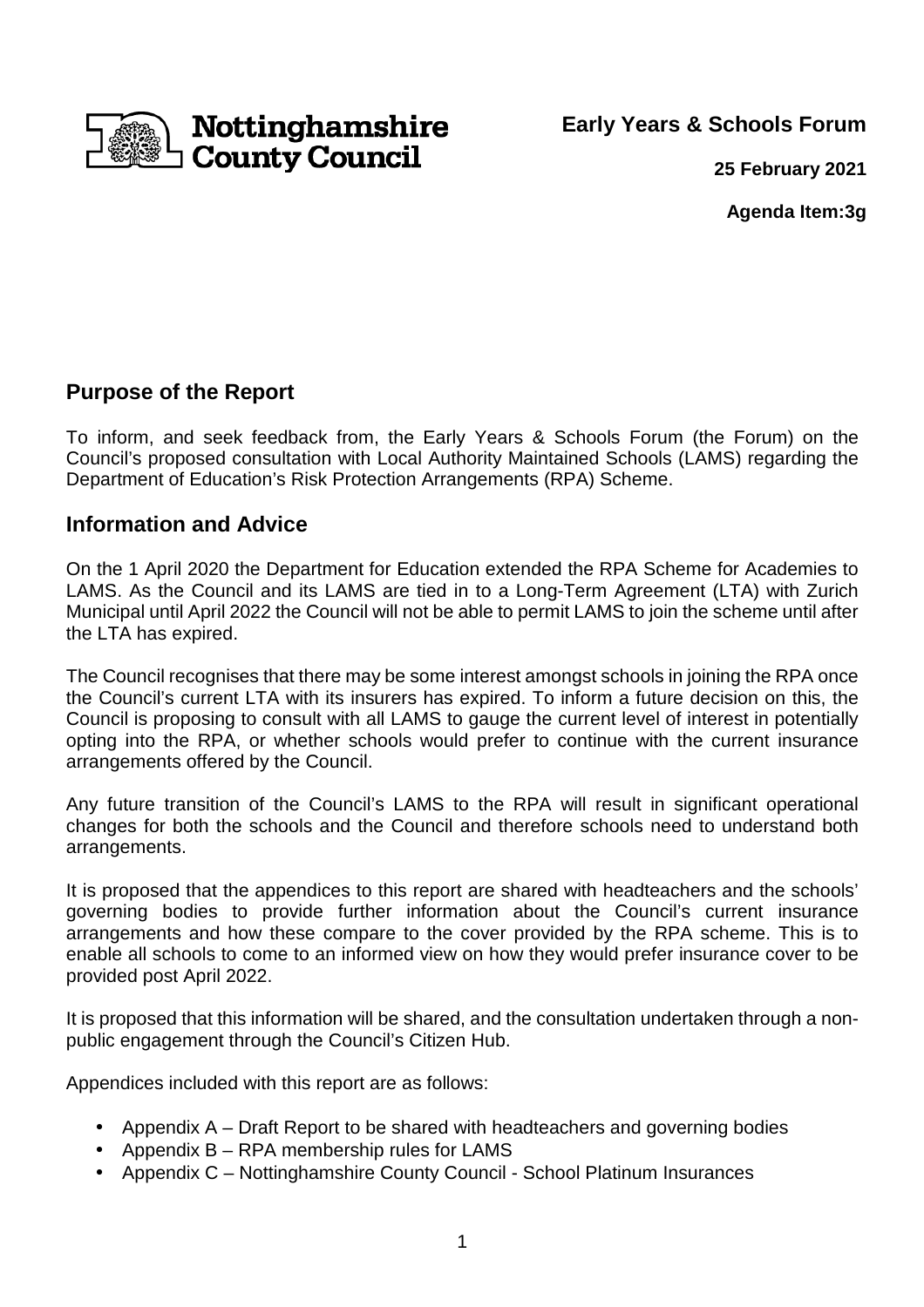Nottinghamshire County Council

**Early Years & Schools Forum**

**25 February 2021**

**Agenda Item:3g**

## Purpose of the Report

To inform, and seek feedback from, the Early Years & Schools Forum (the Forum) on the Council's proposed consultation with Local Authority Maintained Schools (LAMS) regarding the Department of Education's Risk Protection Arrangements (RPA) Scheme.

## Information and Advice

On the 1 April 2020 the Department for Education extended the RPA Scheme for Academies to LAMS. As the Council and its LAMS are tied in to a Long-Term Agreement (LTA) with Zurich Municipal until April 2022 the Council will not be able to permit LAMS to join the scheme until after the LTA has expired.

The Council recognises that there may be some interest amongst schools in joining the RPA once the Council's current LTA with its insurers has expired. To inform a future decision on this, the Council is proposing to consult with all LAMS to gauge the current level of interest in potentially opting into the RPA, or whether schools would prefer to continue with the current insurance arrangements offered by the Council.

Any future transition of the Council's LAMS to the RPA will result in significant operational changes for both the schools and the Council and therefore schools need to understand both arrangements.

It is proposed that the appendices to this report are shared with headteachers and the schools' governing bodies to provide further information about the Council's current insurance arrangements and how these compare to the cover provided by the RPA scheme. This is to enable all schools to come to an informed view on how they would prefer insurance cover to be provided post April 2022.

It is proposed that this information will be shared, and the consultation undertaken through a non-public engagement through the Council's Citizen Hub.

Appendices included with this report are as follows:

- Appendix A – Draft Report to be shared with headteachers and governing bodies
- Appendix B – RPA membership rules for LAMS
- Appendix C – Nottinghamshire County Council - School Platinum Insurances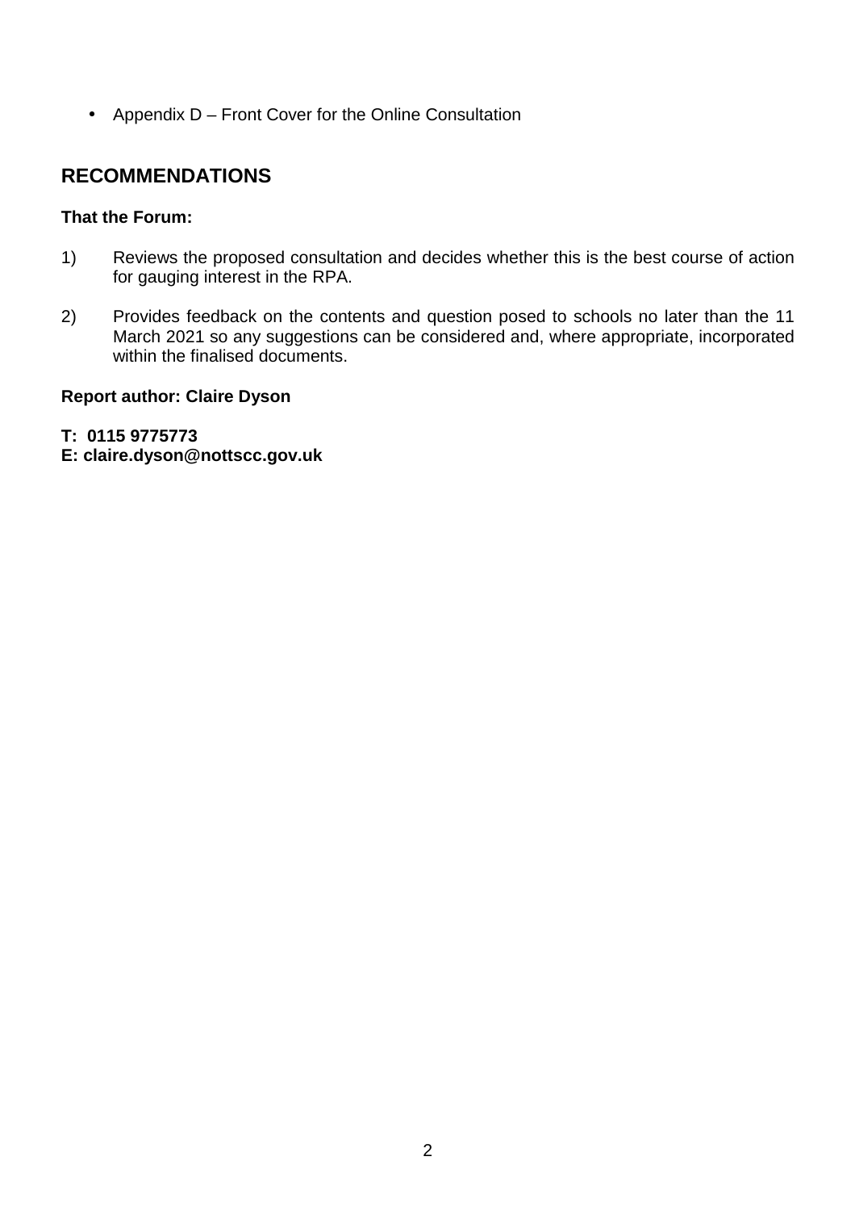- Appendix D – Front Cover for the Online Consultation

## RECOMMENDATIONS

**That the Forum:**

1) Reviews the proposed consultation and decides whether this is the best course of action for gauging interest in the RPA.

2) Provides feedback on the contents and question posed to schools no later than the 11 March 2021 so any suggestions can be considered and, where appropriate, incorporated within the finalised documents.

**Report author: Claire Dyson**

**T: 0115 9775773**
**E: claire.dyson@nottscc.gov.uk**